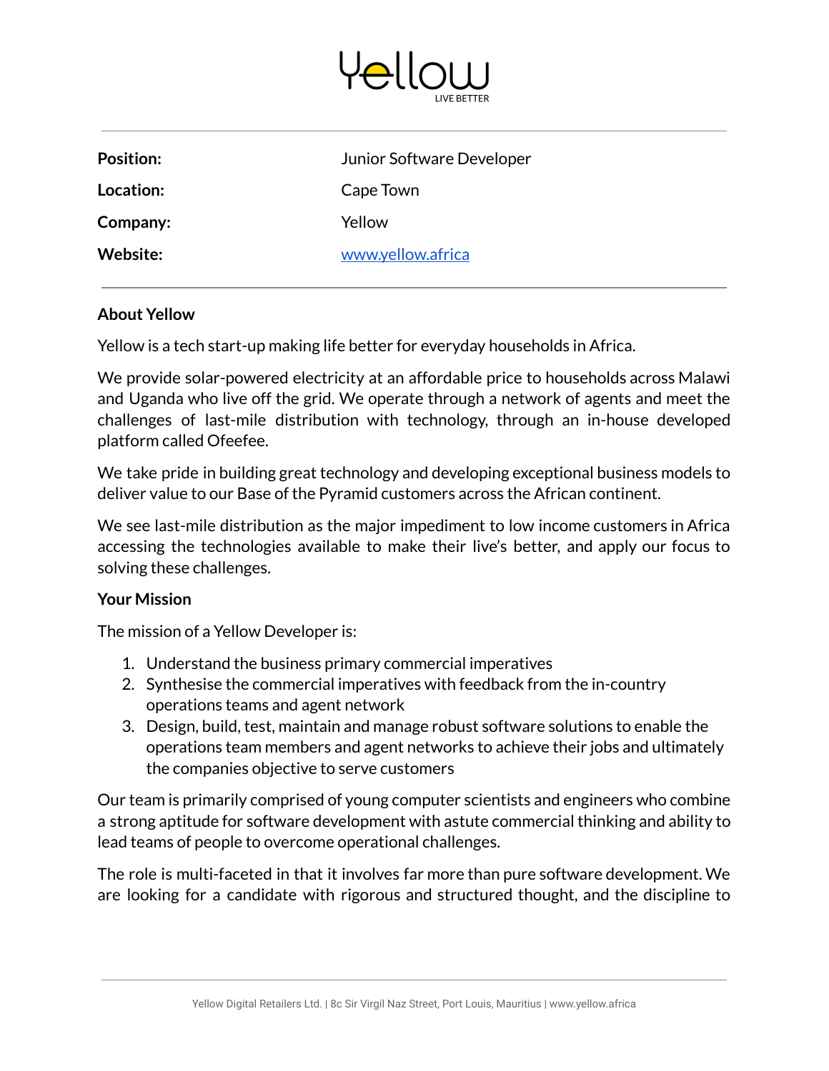Yellow

LIVE BETTER

| | |
|---|---|
| **Position:** | Junior Software Developer |
| **Location:** | Cape Town |
| **Company:** | Yellow |
| **Website:** | [www.yellow.africa](www.yellow.africa) |

**About Yellow**

Yellow is a tech start-up making life better for everyday households in Africa.

We provide solar-powered electricity at an affordable price to households across Malawi and Uganda who live off the grid. We operate through a network of agents and meet the challenges of last-mile distribution with technology, through an in-house developed platform called Ofeefee.

We take pride in building great technology and developing exceptional business models to deliver value to our Base of the Pyramid customers across the African continent.

We see last-mile distribution as the major impediment to low income customers in Africa accessing the technologies available to make their live's better, and apply our focus to solving these challenges.

**Your Mission**

The mission of a Yellow Developer is:

1. Understand the business primary commercial imperatives
2. Synthesise the commercial imperatives with feedback from the in-country operations teams and agent network
3. Design, build, test, maintain and manage robust software solutions to enable the operations team members and agent networks to achieve their jobs and ultimately the companies objective to serve customers

Our team is primarily comprised of young computer scientists and engineers who combine a strong aptitude for software development with astute commercial thinking and ability to lead teams of people to overcome operational challenges.

The role is multi-faceted in that it involves far more than pure software development. We are looking for a candidate with rigorous and structured thought, and the discipline to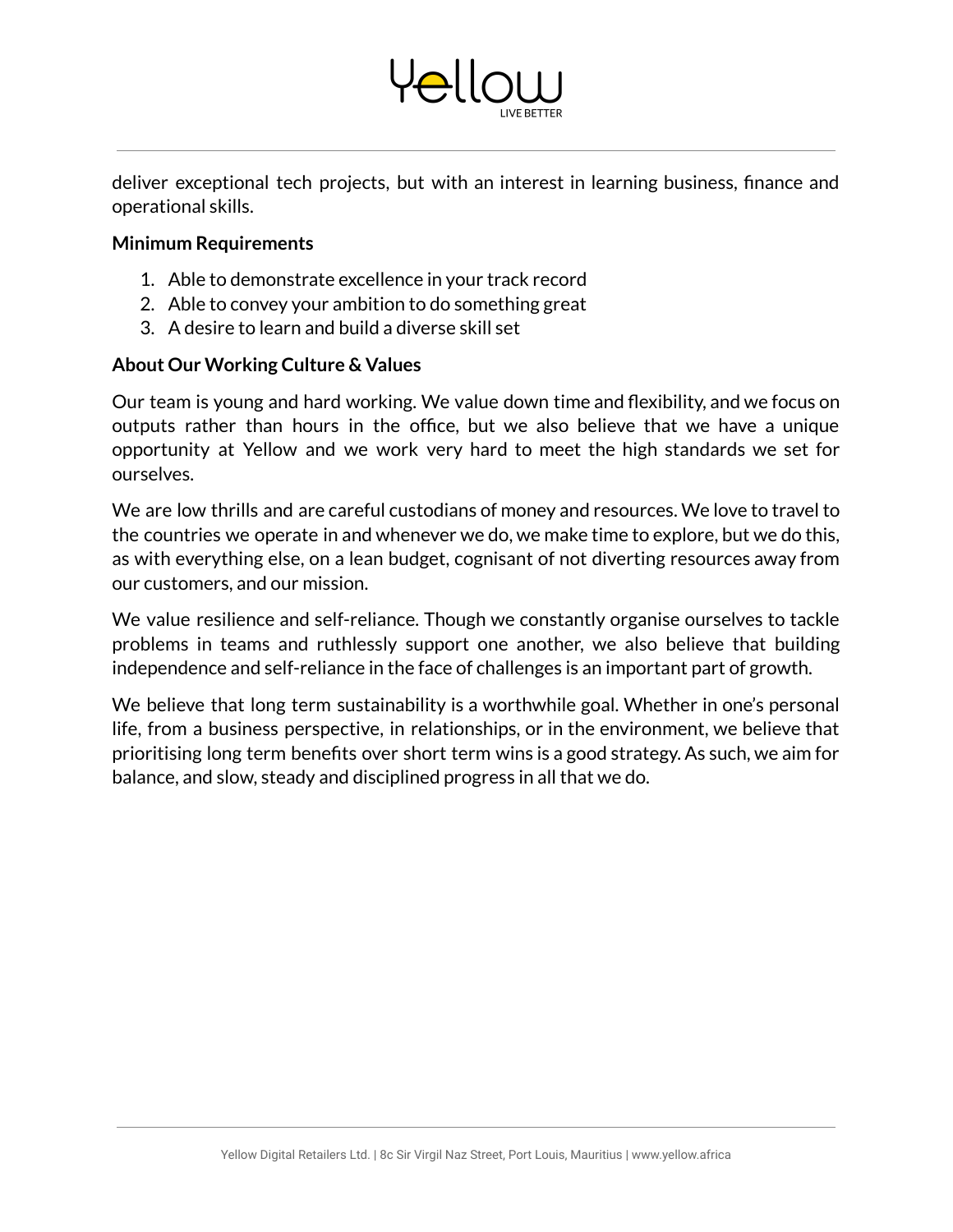deliver exceptional tech projects, but with an interest in learning business, finance and operational skills.

**Minimum Requirements**

1. Able to demonstrate excellence in your track record
2. Able to convey your ambition to do something great
3. A desire to learn and build a diverse skill set

**About Our Working Culture & Values**

Our team is young and hard working. We value down time and flexibility, and we focus on outputs rather than hours in the office, but we also believe that we have a unique opportunity at Yellow and we work very hard to meet the high standards we set for ourselves.

We are low thrills and are careful custodians of money and resources. We love to travel to the countries we operate in and whenever we do, we make time to explore, but we do this, as with everything else, on a lean budget, cognisant of not diverting resources away from our customers, and our mission.

We value resilience and self-reliance. Though we constantly organise ourselves to tackle problems in teams and ruthlessly support one another, we also believe that building independence and self-reliance in the face of challenges is an important part of growth.

We believe that long term sustainability is a worthwhile goal. Whether in one's personal life, from a business perspective, in relationships, or in the environment, we believe that prioritising long term benefits over short term wins is a good strategy. As such, we aim for balance, and slow, steady and disciplined progress in all that we do.